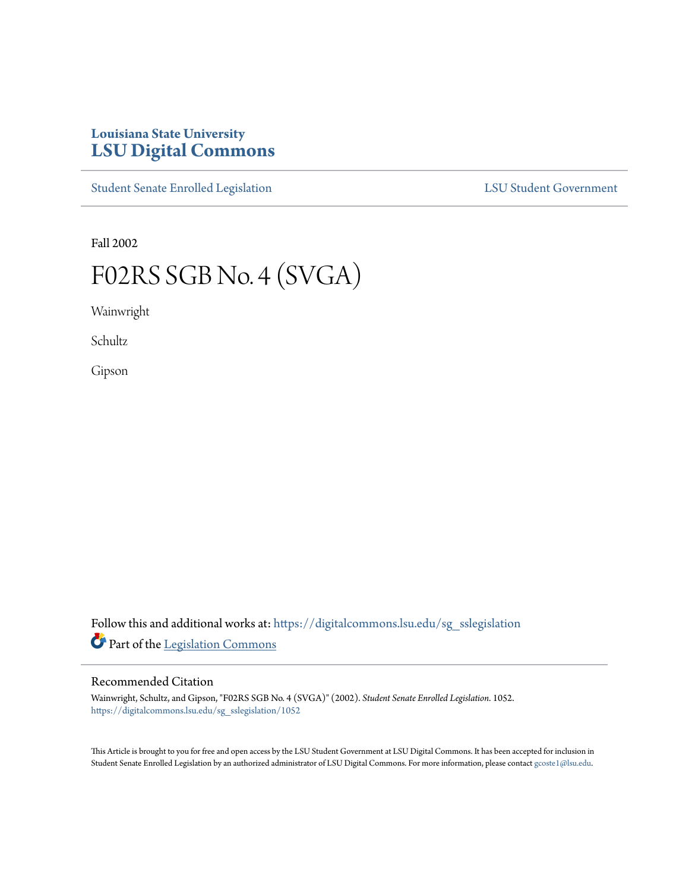**Louisiana State University**
# LSU Digital Commons

Student Senate Enrolled Legislation | LSU Student Government

Fall 2002

# F02RS SGB No. 4 (SVGA)

Wainwright

Schultz

Gipson

Follow this and additional works at: https://digitalcommons.lsu.edu/sg_sslegislation

Part of the Legislation Commons

## Recommended Citation

Wainwright, Schultz, and Gipson, "F02RS SGB No. 4 (SVGA)" (2002). *Student Senate Enrolled Legislation*. 1052.
https://digitalcommons.lsu.edu/sg_sslegislation/1052

This Article is brought to you for free and open access by the LSU Student Government at LSU Digital Commons. It has been accepted for inclusion in Student Senate Enrolled Legislation by an authorized administrator of LSU Digital Commons. For more information, please contact gcoste1@lsu.edu.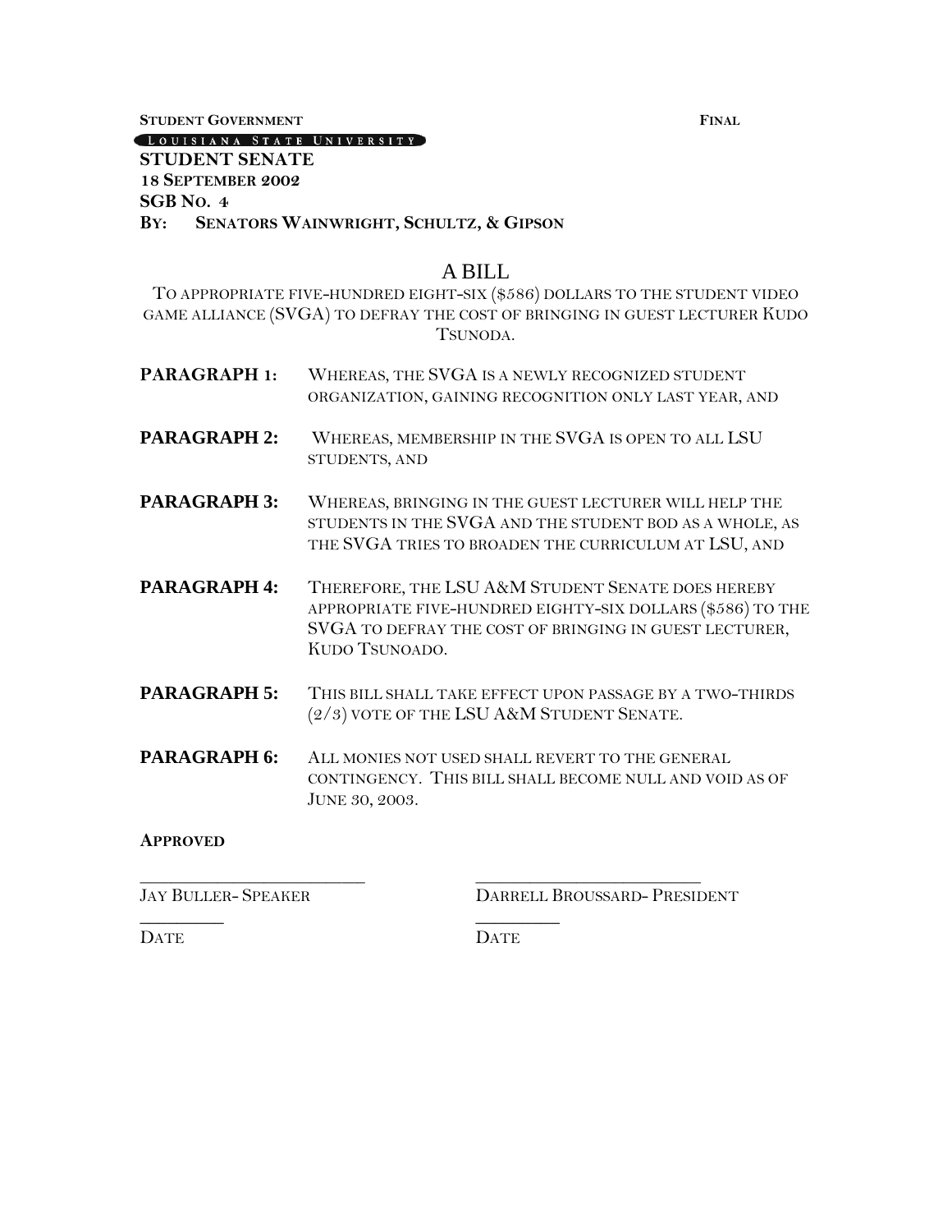**STUDENT GOVERNMENT** **FINAL**

LOUISIANA STATE UNIVERSITY

**STUDENT SENATE**
**18 SEPTEMBER 2002**
**SGB NO. 4**
**BY: SENATORS WAINWRIGHT, SCHULTZ, & GIPSON**

# A BILL

TO APPROPRIATE FIVE-HUNDRED EIGHT-SIX ($586) DOLLARS TO THE STUDENT VIDEO GAME ALLIANCE (SVGA) TO DEFRAY THE COST OF BRINGING IN GUEST LECTURER KUDO TSUNODA.

**PARAGRAPH 1:** WHEREAS, THE SVGA IS A NEWLY RECOGNIZED STUDENT ORGANIZATION, GAINING RECOGNITION ONLY LAST YEAR, AND

**PARAGRAPH 2:** WHEREAS, MEMBERSHIP IN THE SVGA IS OPEN TO ALL LSU STUDENTS, AND

**PARAGRAPH 3:** WHEREAS, BRINGING IN THE GUEST LECTURER WILL HELP THE STUDENTS IN THE SVGA AND THE STUDENT BOD AS A WHOLE, AS THE SVGA TRIES TO BROADEN THE CURRICULUM AT LSU, AND

**PARAGRAPH 4:** THEREFORE, THE LSU A&M STUDENT SENATE DOES HEREBY APPROPRIATE FIVE-HUNDRED EIGHTY-SIX DOLLARS ($586) TO THE SVGA TO DEFRAY THE COST OF BRINGING IN GUEST LECTURER, KUDO TSUNOADO.

**PARAGRAPH 5:** THIS BILL SHALL TAKE EFFECT UPON PASSAGE BY A TWO-THIRDS (2/3) VOTE OF THE LSU A&M STUDENT SENATE.

**PARAGRAPH 6:** ALL MONIES NOT USED SHALL REVERT TO THE GENERAL CONTINGENCY. THIS BILL SHALL BECOME NULL AND VOID AS OF JUNE 30, 2003.

**APPROVED**

\_\_\_\_\_\_\_\_\_\_\_\_\_\_\_\_\_\_\_\_\_\_\_\_\_\_
JAY BULLER- SPEAKER

\_\_\_\_\_\_\_\_\_\_
DATE

\_\_\_\_\_\_\_\_\_\_\_\_\_\_\_\_\_\_\_\_\_\_\_\_\_\_
DARRELL BROUSSARD- PRESIDENT

\_\_\_\_\_\_\_\_\_\_
DATE